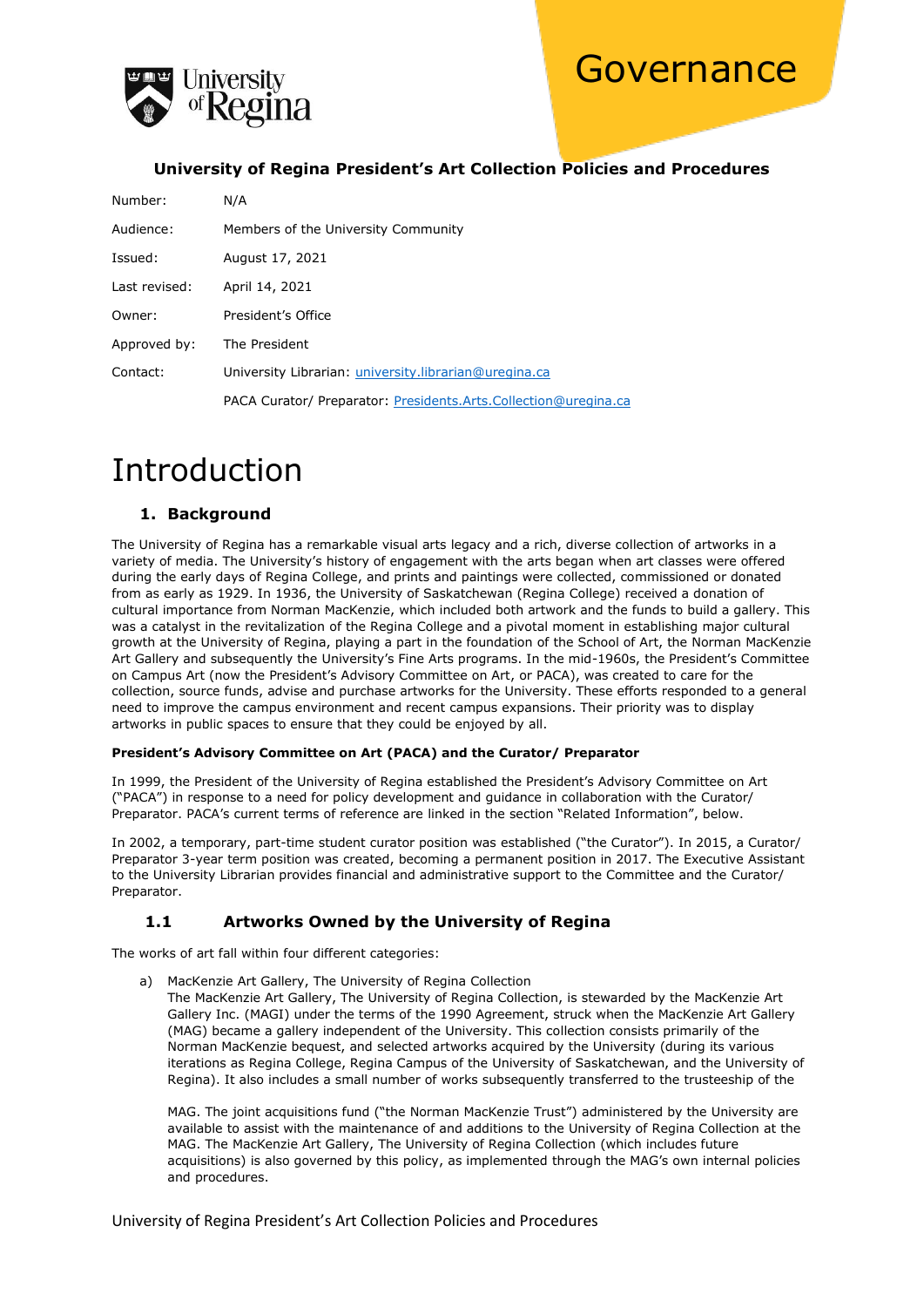Governance

**University of Regina President's Art Collection Policies and Procedures**

| | |
|---|---|
| Number: | N/A |
| Audience: | Members of the University Community |
| Issued: | August 17, 2021 |
| Last revised: | April 14, 2021 |
| Owner: | President's Office |
| Approved by: | The President |
| Contact: | University Librarian: university.librarian@uregina.ca |
| | PACA Curator/ Preparator: Presidents.Arts.Collection@uregina.ca |

# Introduction

## 1. Background

The University of Regina has a remarkable visual arts legacy and a rich, diverse collection of artworks in a variety of media. The University's history of engagement with the arts began when art classes were offered during the early days of Regina College, and prints and paintings were collected, commissioned or donated from as early as 1929. In 1936, the University of Saskatchewan (Regina College) received a donation of cultural importance from Norman MacKenzie, which included both artwork and the funds to build a gallery. This was a catalyst in the revitalization of the Regina College and a pivotal moment in establishing major cultural growth at the University of Regina, playing a part in the foundation of the School of Art, the Norman MacKenzie Art Gallery and subsequently the University's Fine Arts programs. In the mid-1960s, the President's Committee on Campus Art (now the President's Advisory Committee on Art, or PACA), was created to care for the collection, source funds, advise and purchase artworks for the University. These efforts responded to a general need to improve the campus environment and recent campus expansions. Their priority was to display artworks in public spaces to ensure that they could be enjoyed by all.

**President's Advisory Committee on Art (PACA) and the Curator/ Preparator**

In 1999, the President of the University of Regina established the President's Advisory Committee on Art ("PACA") in response to a need for policy development and guidance in collaboration with the Curator/ Preparator. PACA's current terms of reference are linked in the section "Related Information", below.

In 2002, a temporary, part-time student curator position was established ("the Curator"). In 2015, a Curator/ Preparator 3-year term position was created, becoming a permanent position in 2017. The Executive Assistant to the University Librarian provides financial and administrative support to the Committee and the Curator/ Preparator.

### 1.1 Artworks Owned by the University of Regina

The works of art fall within four different categories:

a) MacKenzie Art Gallery, The University of Regina Collection
The MacKenzie Art Gallery, The University of Regina Collection, is stewarded by the MacKenzie Art Gallery Inc. (MAGI) under the terms of the 1990 Agreement, struck when the MacKenzie Art Gallery (MAG) became a gallery independent of the University. This collection consists primarily of the Norman MacKenzie bequest, and selected artworks acquired by the University (during its various iterations as Regina College, Regina Campus of the University of Saskatchewan, and the University of Regina). It also includes a small number of works subsequently transferred to the trusteeship of the MAG. The joint acquisitions fund ("the Norman MacKenzie Trust") administered by the University are available to assist with the maintenance of and additions to the University of Regina Collection at the MAG. The MacKenzie Art Gallery, The University of Regina Collection (which includes future acquisitions) is also governed by this policy, as implemented through the MAG's own internal policies and procedures.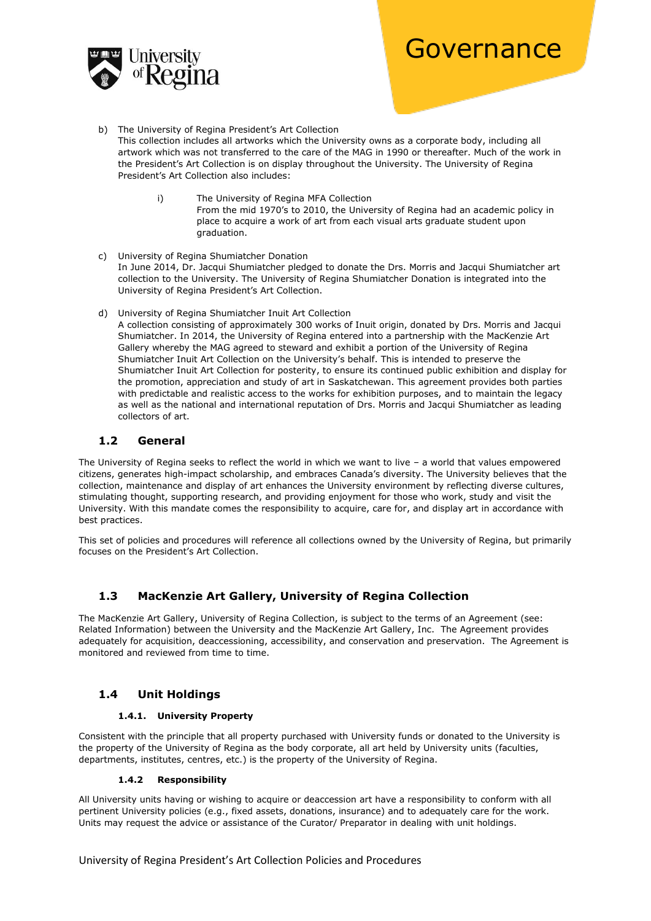b) The University of Regina President's Art Collection
This collection includes all artworks which the University owns as a corporate body, including all artwork which was not transferred to the care of the MAG in 1990 or thereafter. Much of the work in the President's Art Collection is on display throughout the University. The University of Regina President's Art Collection also includes:

   i) The University of Regina MFA Collection
   From the mid 1970's to 2010, the University of Regina had an academic policy in place to acquire a work of art from each visual arts graduate student upon graduation.

c) University of Regina Shumiatcher Donation
In June 2014, Dr. Jacqui Shumiatcher pledged to donate the Drs. Morris and Jacqui Shumiatcher art collection to the University. The University of Regina Shumiatcher Donation is integrated into the University of Regina President's Art Collection.

d) University of Regina Shumiatcher Inuit Art Collection
A collection consisting of approximately 300 works of Inuit origin, donated by Drs. Morris and Jacqui Shumiatcher. In 2014, the University of Regina entered into a partnership with the MacKenzie Art Gallery whereby the MAG agreed to steward and exhibit a portion of the University of Regina Shumiatcher Inuit Art Collection on the University's behalf. This is intended to preserve the Shumiatcher Inuit Art Collection for posterity, to ensure its continued public exhibition and display for the promotion, appreciation and study of art in Saskatchewan. This agreement provides both parties with predictable and realistic access to the works for exhibition purposes, and to maintain the legacy as well as the national and international reputation of Drs. Morris and Jacqui Shumiatcher as leading collectors of art.

## 1.2 General

The University of Regina seeks to reflect the world in which we want to live – a world that values empowered citizens, generates high-impact scholarship, and embraces Canada's diversity. The University believes that the collection, maintenance and display of art enhances the University environment by reflecting diverse cultures, stimulating thought, supporting research, and providing enjoyment for those who work, study and visit the University. With this mandate comes the responsibility to acquire, care for, and display art in accordance with best practices.

This set of policies and procedures will reference all collections owned by the University of Regina, but primarily focuses on the President's Art Collection.

## 1.3 MacKenzie Art Gallery, University of Regina Collection

The MacKenzie Art Gallery, University of Regina Collection, is subject to the terms of an Agreement (see: Related Information) between the University and the MacKenzie Art Gallery, Inc. The Agreement provides adequately for acquisition, deaccessioning, accessibility, and conservation and preservation. The Agreement is monitored and reviewed from time to time.

## 1.4 Unit Holdings

### 1.4.1. University Property

Consistent with the principle that all property purchased with University funds or donated to the University is the property of the University of Regina as the body corporate, all art held by University units (faculties, departments, institutes, centres, etc.) is the property of the University of Regina.

### 1.4.2 Responsibility

All University units having or wishing to acquire or deaccession art have a responsibility to conform with all pertinent University policies (e.g., fixed assets, donations, insurance) and to adequately care for the work. Units may request the advice or assistance of the Curator/ Preparator in dealing with unit holdings.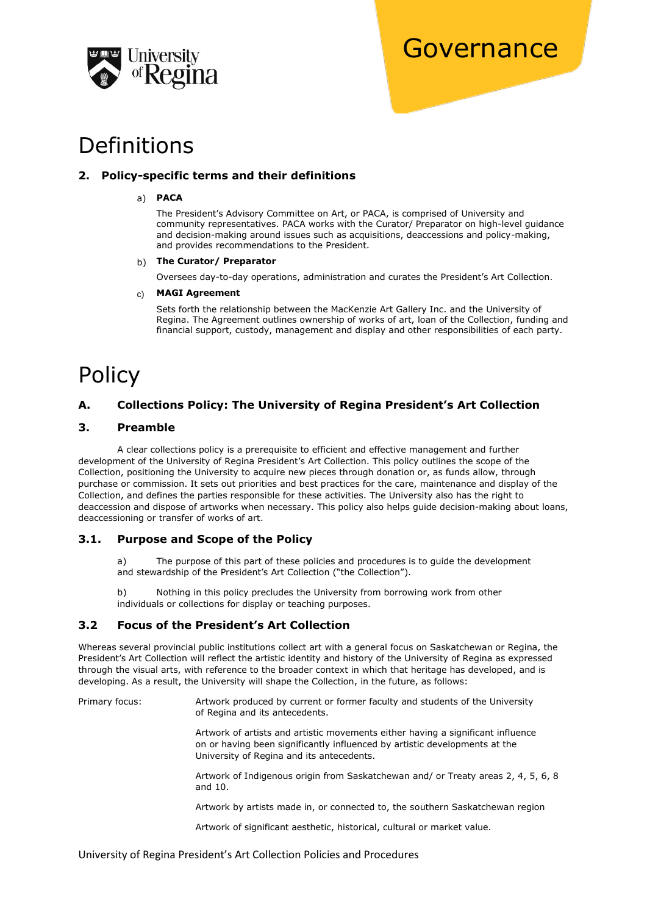# Definitions

### 2. Policy-specific terms and their definitions

a) **PACA**

The President's Advisory Committee on Art, or PACA, is comprised of University and community representatives. PACA works with the Curator/ Preparator on high-level guidance and decision-making around issues such as acquisitions, deaccessions and policy-making, and provides recommendations to the President.

b) **The Curator/ Preparator**

Oversees day-to-day operations, administration and curates the President's Art Collection.

c) **MAGI Agreement**

Sets forth the relationship between the MacKenzie Art Gallery Inc. and the University of Regina. The Agreement outlines ownership of works of art, loan of the Collection, funding and financial support, custody, management and display and other responsibilities of each party.

# Policy

### A. Collections Policy: The University of Regina President's Art Collection

### 3. Preamble

A clear collections policy is a prerequisite to efficient and effective management and further development of the University of Regina President's Art Collection. This policy outlines the scope of the Collection, positioning the University to acquire new pieces through donation or, as funds allow, through purchase or commission. It sets out priorities and best practices for the care, maintenance and display of the Collection, and defines the parties responsible for these activities. The University also has the right to deaccession and dispose of artworks when necessary. This policy also helps guide decision-making about loans, deaccessioning or transfer of works of art.

### 3.1. Purpose and Scope of the Policy

a) The purpose of this part of these policies and procedures is to guide the development and stewardship of the President's Art Collection ("the Collection").

b) Nothing in this policy precludes the University from borrowing work from other individuals or collections for display or teaching purposes.

### 3.2 Focus of the President's Art Collection

Whereas several provincial public institutions collect art with a general focus on Saskatchewan or Regina, the President's Art Collection will reflect the artistic identity and history of the University of Regina as expressed through the visual arts, with reference to the broader context in which that heritage has developed, and is developing. As a result, the University will shape the Collection, in the future, as follows:

Primary focus:

- Artwork produced by current or former faculty and students of the University of Regina and its antecedents.
- Artwork of artists and artistic movements either having a significant influence on or having been significantly influenced by artistic developments at the University of Regina and its antecedents.
- Artwork of Indigenous origin from Saskatchewan and/ or Treaty areas 2, 4, 5, 6, 8 and 10.
- Artwork by artists made in, or connected to, the southern Saskatchewan region
- Artwork of significant aesthetic, historical, cultural or market value.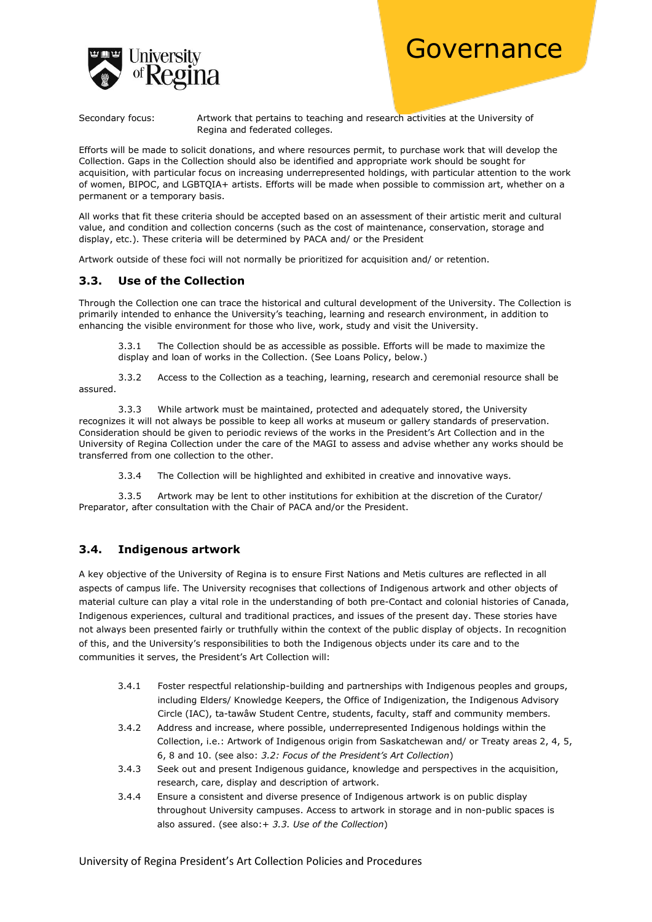Secondary focus: Artwork that pertains to teaching and research activities at the University of Regina and federated colleges.

Efforts will be made to solicit donations, and where resources permit, to purchase work that will develop the Collection. Gaps in the Collection should also be identified and appropriate work should be sought for acquisition, with particular focus on increasing underrepresented holdings, with particular attention to the work of women, BIPOC, and LGBTQIA+ artists. Efforts will be made when possible to commission art, whether on a permanent or a temporary basis.

All works that fit these criteria should be accepted based on an assessment of their artistic merit and cultural value, and condition and collection concerns (such as the cost of maintenance, conservation, storage and display, etc.). These criteria will be determined by PACA and/ or the President

Artwork outside of these foci will not normally be prioritized for acquisition and/ or retention.

## 3.3. Use of the Collection

Through the Collection one can trace the historical and cultural development of the University. The Collection is primarily intended to enhance the University's teaching, learning and research environment, in addition to enhancing the visible environment for those who live, work, study and visit the University.

3.3.1 The Collection should be as accessible as possible. Efforts will be made to maximize the display and loan of works in the Collection. (See Loans Policy, below.)

3.3.2 Access to the Collection as a teaching, learning, research and ceremonial resource shall be assured.

3.3.3 While artwork must be maintained, protected and adequately stored, the University recognizes it will not always be possible to keep all works at museum or gallery standards of preservation. Consideration should be given to periodic reviews of the works in the President's Art Collection and in the University of Regina Collection under the care of the MAGI to assess and advise whether any works should be transferred from one collection to the other.

3.3.4 The Collection will be highlighted and exhibited in creative and innovative ways.

3.3.5 Artwork may be lent to other institutions for exhibition at the discretion of the Curator/ Preparator, after consultation with the Chair of PACA and/or the President.

## 3.4. Indigenous artwork

A key objective of the University of Regina is to ensure First Nations and Metis cultures are reflected in all aspects of campus life. The University recognises that collections of Indigenous artwork and other objects of material culture can play a vital role in the understanding of both pre-Contact and colonial histories of Canada, Indigenous experiences, cultural and traditional practices, and issues of the present day. These stories have not always been presented fairly or truthfully within the context of the public display of objects. In recognition of this, and the University's responsibilities to both the Indigenous objects under its care and to the communities it serves, the President's Art Collection will:

3.4.1 Foster respectful relationship-building and partnerships with Indigenous peoples and groups, including Elders/ Knowledge Keepers, the Office of Indigenization, the Indigenous Advisory Circle (IAC), ta-tawâw Student Centre, students, faculty, staff and community members.

3.4.2 Address and increase, where possible, underrepresented Indigenous holdings within the Collection, i.e.: Artwork of Indigenous origin from Saskatchewan and/ or Treaty areas 2, 4, 5, 6, 8 and 10. (see also: *3.2: Focus of the President's Art Collection*)

3.4.3 Seek out and present Indigenous guidance, knowledge and perspectives in the acquisition, research, care, display and description of artwork.

3.4.4 Ensure a consistent and diverse presence of Indigenous artwork is on public display throughout University campuses. Access to artwork in storage and in non-public spaces is also assured. (see also:+ *3.3. Use of the Collection*)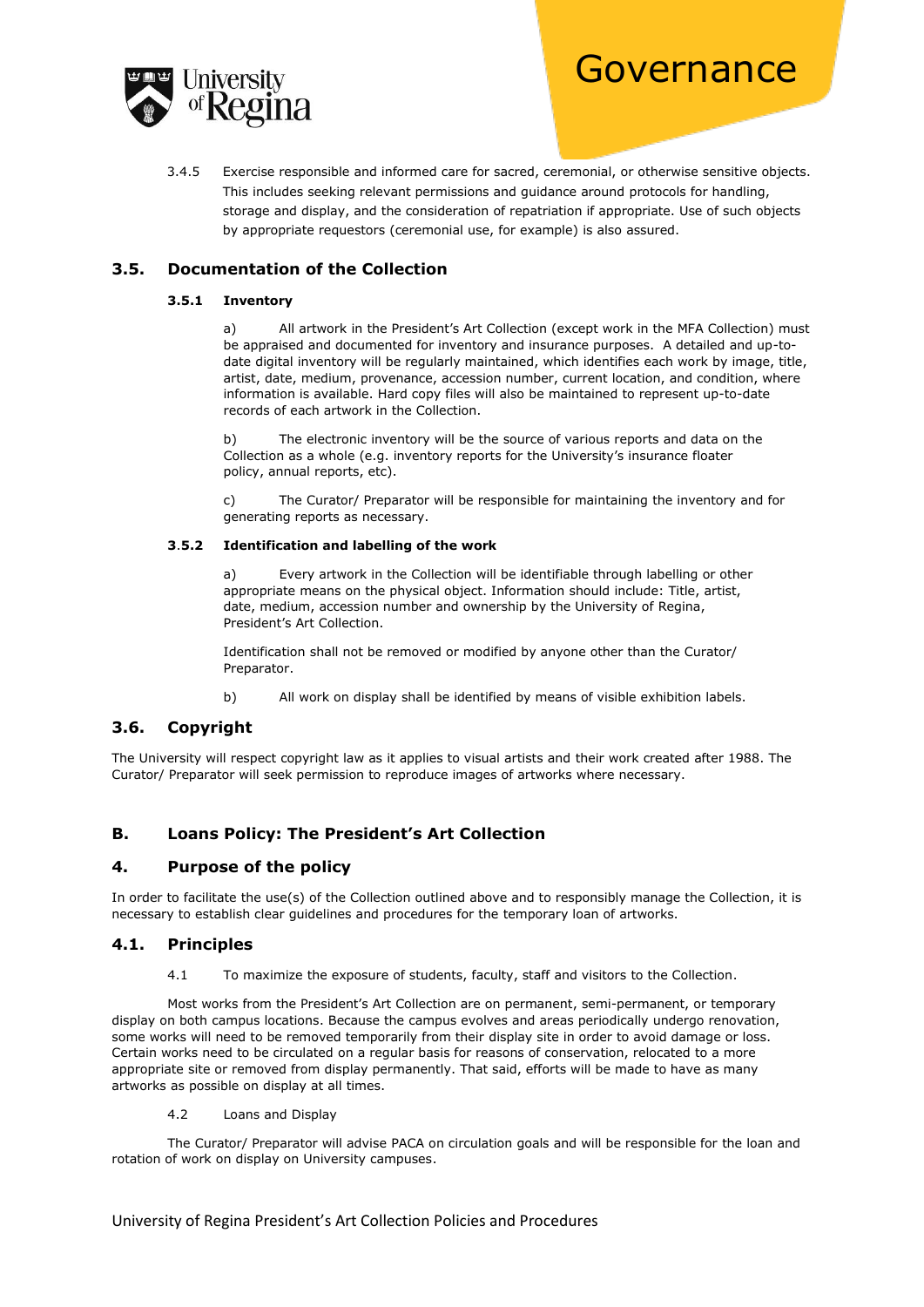3.4.5 Exercise responsible and informed care for sacred, ceremonial, or otherwise sensitive objects. This includes seeking relevant permissions and guidance around protocols for handling, storage and display, and the consideration of repatriation if appropriate. Use of such objects by appropriate requestors (ceremonial use, for example) is also assured.

## 3.5. Documentation of the Collection

### 3.5.1 Inventory

a) All artwork in the President's Art Collection (except work in the MFA Collection) must be appraised and documented for inventory and insurance purposes. A detailed and up-to-date digital inventory will be regularly maintained, which identifies each work by image, title, artist, date, medium, provenance, accession number, current location, and condition, where information is available. Hard copy files will also be maintained to represent up-to-date records of each artwork in the Collection.

b) The electronic inventory will be the source of various reports and data on the Collection as a whole (e.g. inventory reports for the University's insurance floater policy, annual reports, etc).

c) The Curator/ Preparator will be responsible for maintaining the inventory and for generating reports as necessary.

### 3.5.2 Identification and labelling of the work

a) Every artwork in the Collection will be identifiable through labelling or other appropriate means on the physical object. Information should include: Title, artist, date, medium, accession number and ownership by the University of Regina, President's Art Collection.

Identification shall not be removed or modified by anyone other than the Curator/ Preparator.

b) All work on display shall be identified by means of visible exhibition labels.

## 3.6. Copyright

The University will respect copyright law as it applies to visual artists and their work created after 1988. The Curator/ Preparator will seek permission to reproduce images of artworks where necessary.

## B. Loans Policy: The President's Art Collection

## 4. Purpose of the policy

In order to facilitate the use(s) of the Collection outlined above and to responsibly manage the Collection, it is necessary to establish clear guidelines and procedures for the temporary loan of artworks.

## 4.1. Principles

4.1 To maximize the exposure of students, faculty, staff and visitors to the Collection.

Most works from the President's Art Collection are on permanent, semi-permanent, or temporary display on both campus locations. Because the campus evolves and areas periodically undergo renovation, some works will need to be removed temporarily from their display site in order to avoid damage or loss. Certain works need to be circulated on a regular basis for reasons of conservation, relocated to a more appropriate site or removed from display permanently. That said, efforts will be made to have as many artworks as possible on display at all times.

4.2 Loans and Display

The Curator/ Preparator will advise PACA on circulation goals and will be responsible for the loan and rotation of work on display on University campuses.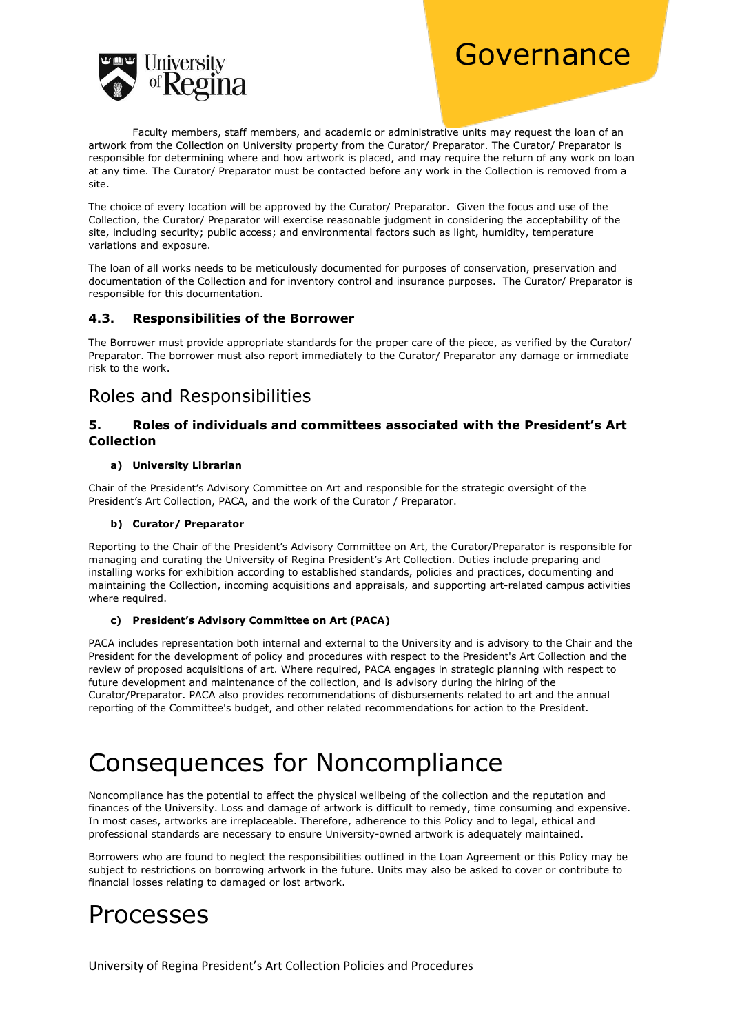# Governance

Faculty members, staff members, and academic or administrative units may request the loan of an artwork from the Collection on University property from the Curator/ Preparator. The Curator/ Preparator is responsible for determining where and how artwork is placed, and may require the return of any work on loan at any time. The Curator/ Preparator must be contacted before any work in the Collection is removed from a site.

The choice of every location will be approved by the Curator/ Preparator. Given the focus and use of the Collection, the Curator/ Preparator will exercise reasonable judgment in considering the acceptability of the site, including security; public access; and environmental factors such as light, humidity, temperature variations and exposure.

The loan of all works needs to be meticulously documented for purposes of conservation, preservation and documentation of the Collection and for inventory control and insurance purposes. The Curator/ Preparator is responsible for this documentation.

### 4.3. Responsibilities of the Borrower

The Borrower must provide appropriate standards for the proper care of the piece, as verified by the Curator/ Preparator. The borrower must also report immediately to the Curator/ Preparator any damage or immediate risk to the work.

## Roles and Responsibilities

### 5. Roles of individuals and committees associated with the President's Art Collection

**a) University Librarian**

Chair of the President's Advisory Committee on Art and responsible for the strategic oversight of the President's Art Collection, PACA, and the work of the Curator / Preparator.

**b) Curator/ Preparator**

Reporting to the Chair of the President's Advisory Committee on Art, the Curator/Preparator is responsible for managing and curating the University of Regina President's Art Collection. Duties include preparing and installing works for exhibition according to established standards, policies and practices, documenting and maintaining the Collection, incoming acquisitions and appraisals, and supporting art-related campus activities where required.

**c) President's Advisory Committee on Art (PACA)**

PACA includes representation both internal and external to the University and is advisory to the Chair and the President for the development of policy and procedures with respect to the President's Art Collection and the review of proposed acquisitions of art. Where required, PACA engages in strategic planning with respect to future development and maintenance of the collection, and is advisory during the hiring of the Curator/Preparator. PACA also provides recommendations of disbursements related to art and the annual reporting of the Committee's budget, and other related recommendations for action to the President.

# Consequences for Noncompliance

Noncompliance has the potential to affect the physical wellbeing of the collection and the reputation and finances of the University. Loss and damage of artwork is difficult to remedy, time consuming and expensive. In most cases, artworks are irreplaceable. Therefore, adherence to this Policy and to legal, ethical and professional standards are necessary to ensure University-owned artwork is adequately maintained.

Borrowers who are found to neglect the responsibilities outlined in the Loan Agreement or this Policy may be subject to restrictions on borrowing artwork in the future. Units may also be asked to cover or contribute to financial losses relating to damaged or lost artwork.

# Processes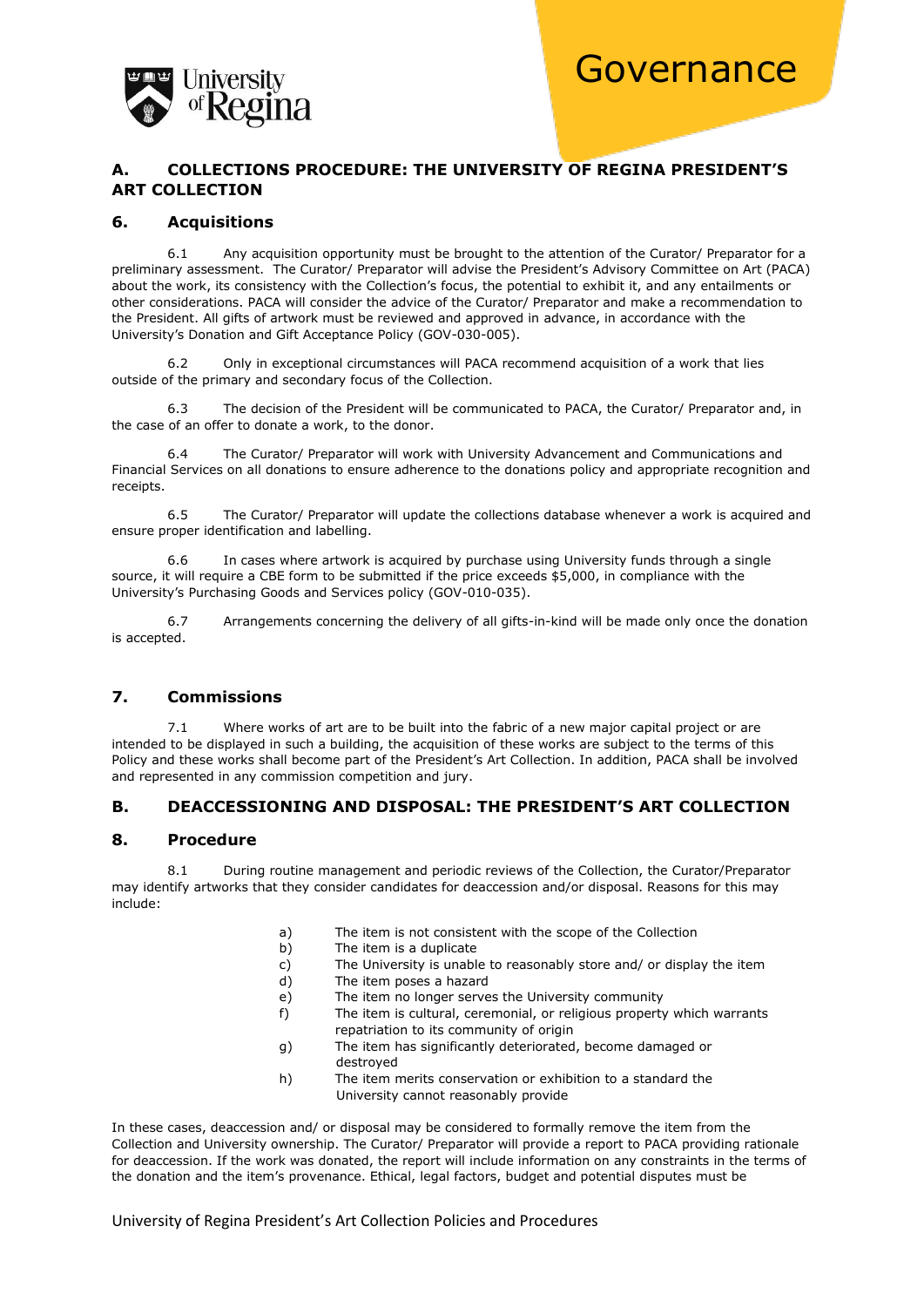## A. COLLECTIONS PROCEDURE: THE UNIVERSITY OF REGINA PRESIDENT'S ART COLLECTION

### 6. Acquisitions

6.1 Any acquisition opportunity must be brought to the attention of the Curator/ Preparator for a preliminary assessment. The Curator/ Preparator will advise the President's Advisory Committee on Art (PACA) about the work, its consistency with the Collection's focus, the potential to exhibit it, and any entailments or other considerations. PACA will consider the advice of the Curator/ Preparator and make a recommendation to the President. All gifts of artwork must be reviewed and approved in advance, in accordance with the University's Donation and Gift Acceptance Policy (GOV-030-005).

6.2 Only in exceptional circumstances will PACA recommend acquisition of a work that lies outside of the primary and secondary focus of the Collection.

6.3 The decision of the President will be communicated to PACA, the Curator/ Preparator and, in the case of an offer to donate a work, to the donor.

6.4 The Curator/ Preparator will work with University Advancement and Communications and Financial Services on all donations to ensure adherence to the donations policy and appropriate recognition and receipts.

6.5 The Curator/ Preparator will update the collections database whenever a work is acquired and ensure proper identification and labelling.

6.6 In cases where artwork is acquired by purchase using University funds through a single source, it will require a CBE form to be submitted if the price exceeds $5,000, in compliance with the University's Purchasing Goods and Services policy (GOV-010-035).

6.7 Arrangements concerning the delivery of all gifts-in-kind will be made only once the donation is accepted.

### 7. Commissions

7.1 Where works of art are to be built into the fabric of a new major capital project or are intended to be displayed in such a building, the acquisition of these works are subject to the terms of this Policy and these works shall become part of the President's Art Collection. In addition, PACA shall be involved and represented in any commission competition and jury.

## B. DEACCESSIONING AND DISPOSAL: THE PRESIDENT'S ART COLLECTION

### 8. Procedure

8.1 During routine management and periodic reviews of the Collection, the Curator/Preparator may identify artworks that they consider candidates for deaccession and/or disposal. Reasons for this may include:

- a) The item is not consistent with the scope of the Collection
- b) The item is a duplicate
- c) The University is unable to reasonably store and/ or display the item
- d) The item poses a hazard
- e) The item no longer serves the University community
- f) The item is cultural, ceremonial, or religious property which warrants repatriation to its community of origin
- g) The item has significantly deteriorated, become damaged or destroyed
- h) The item merits conservation or exhibition to a standard the University cannot reasonably provide

In these cases, deaccession and/ or disposal may be considered to formally remove the item from the Collection and University ownership. The Curator/ Preparator will provide a report to PACA providing rationale for deaccession. If the work was donated, the report will include information on any constraints in the terms of the donation and the item's provenance. Ethical, legal factors, budget and potential disputes must be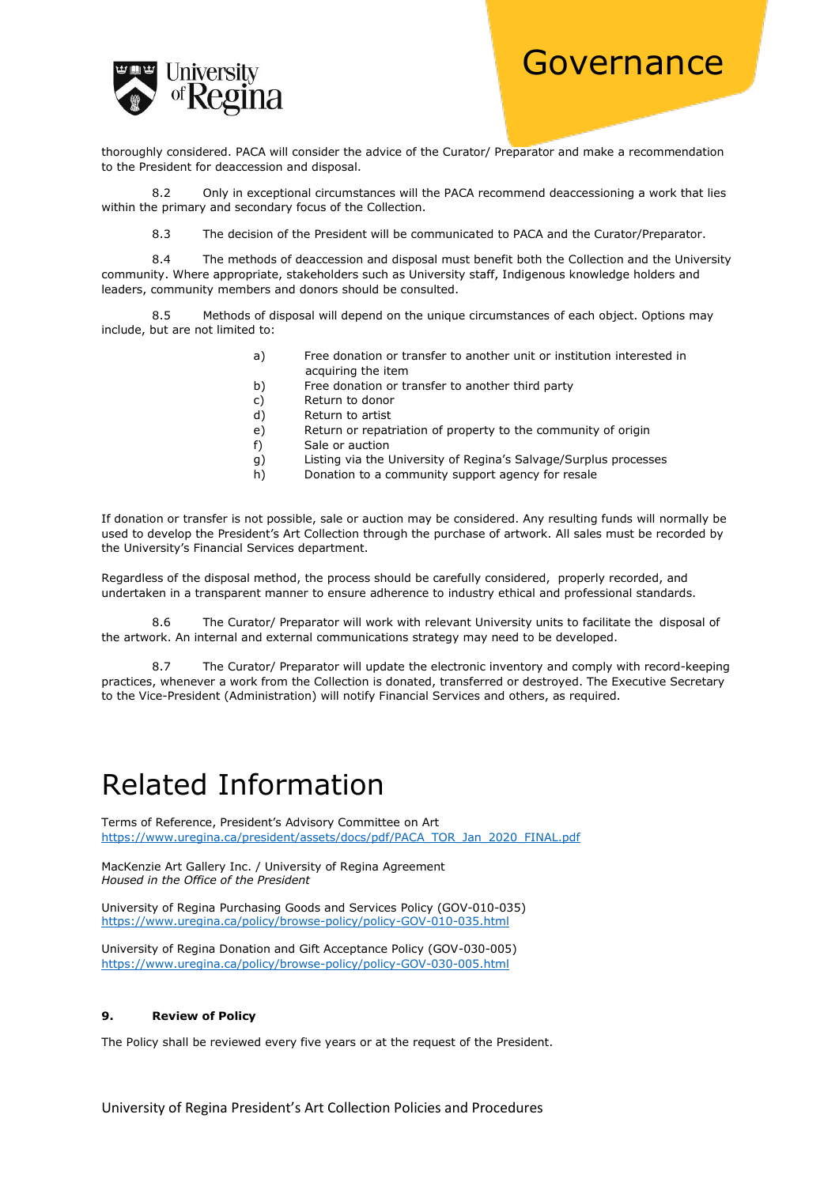thoroughly considered. PACA will consider the advice of the Curator/ Preparator and make a recommendation to the President for deaccession and disposal.

8.2 Only in exceptional circumstances will the PACA recommend deaccessioning a work that lies within the primary and secondary focus of the Collection.

8.3 The decision of the President will be communicated to PACA and the Curator/Preparator.

8.4 The methods of deaccession and disposal must benefit both the Collection and the University community. Where appropriate, stakeholders such as University staff, Indigenous knowledge holders and leaders, community members and donors should be consulted.

8.5 Methods of disposal will depend on the unique circumstances of each object. Options may include, but are not limited to:

a) Free donation or transfer to another unit or institution interested in acquiring the item
b) Free donation or transfer to another third party
c) Return to donor
d) Return to artist
e) Return or repatriation of property to the community of origin
f) Sale or auction
g) Listing via the University of Regina's Salvage/Surplus processes
h) Donation to a community support agency for resale

If donation or transfer is not possible, sale or auction may be considered. Any resulting funds will normally be used to develop the President's Art Collection through the purchase of artwork. All sales must be recorded by the University's Financial Services department.

Regardless of the disposal method, the process should be carefully considered, properly recorded, and undertaken in a transparent manner to ensure adherence to industry ethical and professional standards.

8.6 The Curator/ Preparator will work with relevant University units to facilitate the disposal of the artwork. An internal and external communications strategy may need to be developed.

8.7 The Curator/ Preparator will update the electronic inventory and comply with record-keeping practices, whenever a work from the Collection is donated, transferred or destroyed. The Executive Secretary to the Vice-President (Administration) will notify Financial Services and others, as required.

# Related Information

Terms of Reference, President's Advisory Committee on Art
https://www.uregina.ca/president/assets/docs/pdf/PACA_TOR_Jan_2020_FINAL.pdf

MacKenzie Art Gallery Inc. / University of Regina Agreement
*Housed in the Office of the President*

University of Regina Purchasing Goods and Services Policy (GOV-010-035)
https://www.uregina.ca/policy/browse-policy/policy-GOV-010-035.html

University of Regina Donation and Gift Acceptance Policy (GOV-030-005)
https://www.uregina.ca/policy/browse-policy/policy-GOV-030-005.html

**9. Review of Policy**

The Policy shall be reviewed every five years or at the request of the President.